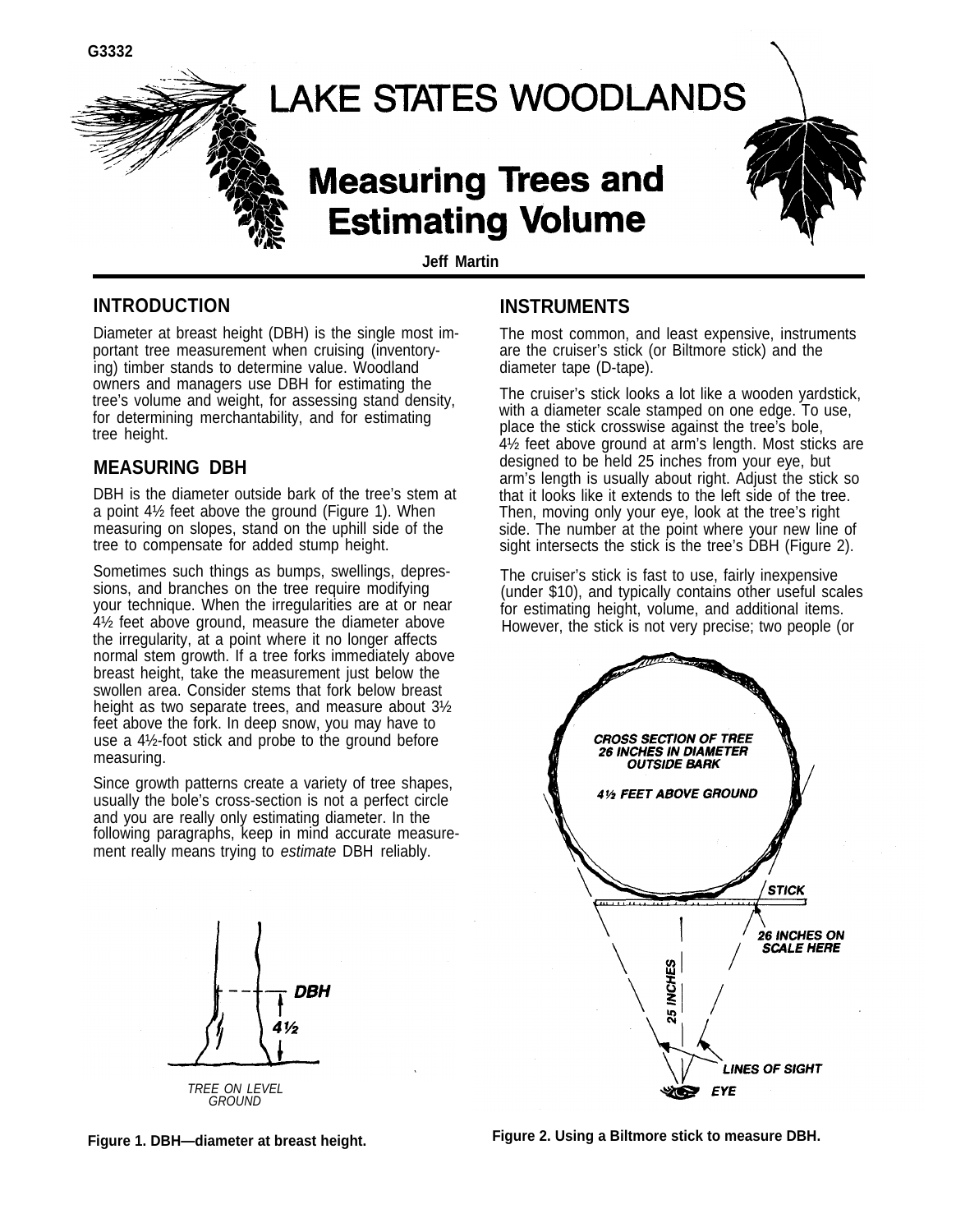G3332

# LAKE STATES WOODLANDS

# Measuring Trees and Estimating Volume

**Jeff Martin**

## INTRODUCTION

Diameter at breast height (DBH) is the single most important tree measurement when cruising (inventorying) timber stands to determine value. Woodland owners and managers use DBH for estimating the tree's volume and weight, for assessing stand density, for determining merchantability, and for estimating tree height.

## MEASURING DBH

DBH is the diameter outside bark of the tree's stem at a point 4½ feet above the ground (Figure 1). When measuring on slopes, stand on the uphill side of the tree to compensate for added stump height.

Sometimes such things as bumps, swellings, depressions, and branches on the tree require modifying your technique. When the irregularities are at or near 4½ feet above ground, measure the diameter above the irregularity, at a point where it no longer affects normal stem growth. If a tree forks immediately above breast height, take the measurement just below the swollen area. Consider stems that fork below breast height as two separate trees, and measure about 3½ feet above the fork. In deep snow, you may have to use a 4½-foot stick and probe to the ground before measuring.

Since growth patterns create a variety of tree shapes, usually the bole's cross-section is not a perfect circle and you are really only estimating diameter. In the following paragraphs, keep in mind accurate measurement really means trying to *estimate* DBH reliably.

DBH

4½

TREE ON LEVEL GROUND

**Figure 1. DBH—diameter at breast height.**

## INSTRUMENTS

The most common, and least expensive, instruments are the cruiser's stick (or Biltmore stick) and the diameter tape (D-tape).

The cruiser's stick looks a lot like a wooden yardstick, with a diameter scale stamped on one edge. To use, place the stick crosswise against the tree's bole, 4½ feet above ground at arm's length. Most sticks are designed to be held 25 inches from your eye, but arm's length is usually about right. Adjust the stick so that it looks like it extends to the left side of the tree. Then, moving only your eye, look at the tree's right side. The number at the point where your new line of sight intersects the stick is the tree's DBH (Figure 2).

The cruiser's stick is fast to use, fairly inexpensive (under $10), and typically contains other useful scales for estimating height, volume, and additional items. However, the stick is not very precise; two people (or

CROSS SECTION OF TREE 26 INCHES IN DIAMETER OUTSIDE BARK

4½ FEET ABOVE GROUND

STICK

26 INCHES ON SCALE HERE

25 INCHES

LINES OF SIGHT

EYE

**Figure 2. Using a Biltmore stick to measure DBH.**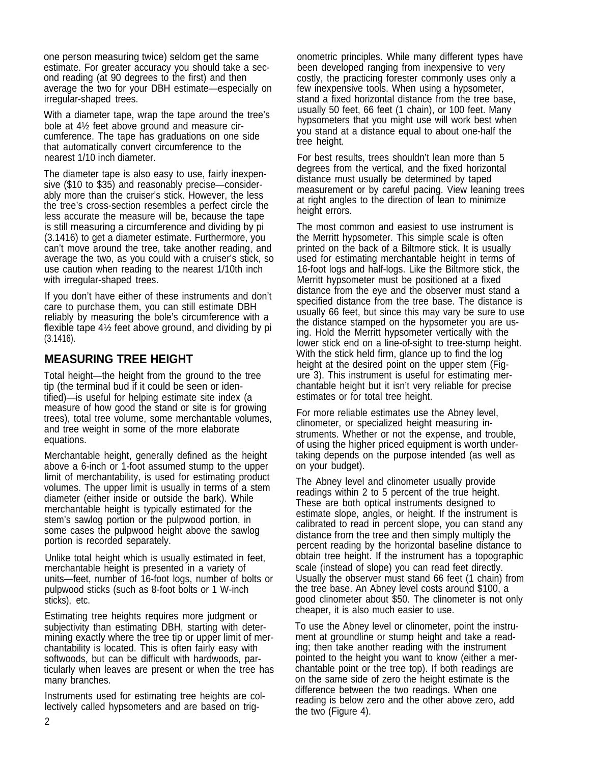one person measuring twice) seldom get the same estimate. For greater accuracy you should take a second reading (at 90 degrees to the first) and then average the two for your DBH estimate—especially on irregular-shaped trees.

With a diameter tape, wrap the tape around the tree's bole at 4½ feet above ground and measure circumference. The tape has graduations on one side that automatically convert circumference to the nearest 1/10 inch diameter.

The diameter tape is also easy to use, fairly inexpensive ($10 to $35) and reasonably precise—considerably more than the cruiser's stick. However, the less the tree's cross-section resembles a perfect circle the less accurate the measure will be, because the tape is still measuring a circumference and dividing by pi (3.1416) to get a diameter estimate. Furthermore, you can't move around the tree, take another reading, and average the two, as you could with a cruiser's stick, so use caution when reading to the nearest 1/10th inch with irregular-shaped trees.

If you don't have either of these instruments and don't care to purchase them, you can still estimate DBH reliably by measuring the bole's circumference with a flexible tape 4½ feet above ground, and dividing by pi (3.1416).

## MEASURING TREE HEIGHT

Total height—the height from the ground to the tree tip (the terminal bud if it could be seen or identified)—is useful for helping estimate site index (a measure of how good the stand or site is for growing trees), total tree volume, some merchantable volumes, and tree weight in some of the more elaborate equations.

Merchantable height, generally defined as the height above a 6-inch or 1-foot assumed stump to the upper limit of merchantability, is used for estimating product volumes. The upper limit is usually in terms of a stem diameter (either inside or outside the bark). While merchantable height is typically estimated for the stem's sawlog portion or the pulpwood portion, in some cases the pulpwood height above the sawlog portion is recorded separately.

Unlike total height which is usually estimated in feet, merchantable height is presented in a variety of units—feet, number of 16-foot logs, number of bolts or pulpwood sticks (such as 8-foot bolts or 1 W-inch sticks), etc.

Estimating tree heights requires more judgment or subjectivity than estimating DBH, starting with determining exactly where the tree tip or upper limit of merchantability is located. This is often fairly easy with softwoods, but can be difficult with hardwoods, particularly when leaves are present or when the tree has many branches.

Instruments used for estimating tree heights are collectively called hypsometers and are based on trigonometric principles. While many different types have been developed ranging from inexpensive to very costly, the practicing forester commonly uses only a few inexpensive tools. When using a hypsometer, stand a fixed horizontal distance from the tree base, usually 50 feet, 66 feet (1 chain), or 100 feet. Many hypsometers that you might use will work best when you stand at a distance equal to about one-half the tree height.

For best results, trees shouldn't lean more than 5 degrees from the vertical, and the fixed horizontal distance must usually be determined by taped measurement or by careful pacing. View leaning trees at right angles to the direction of lean to minimize height errors.

The most common and easiest to use instrument is the Merritt hypsometer. This simple scale is often printed on the back of a Biltmore stick. It is usually used for estimating merchantable height in terms of 16-foot logs and half-logs. Like the Biltmore stick, the Merritt hypsometer must be positioned at a fixed distance from the eye and the observer must stand a specified distance from the tree base. The distance is usually 66 feet, but since this may vary be sure to use the distance stamped on the hypsometer you are using. Hold the Merritt hypsometer vertically with the lower stick end on a line-of-sight to tree-stump height. With the stick held firm, glance up to find the log height at the desired point on the upper stem (Figure 3). This instrument is useful for estimating merchantable height but it isn't very reliable for precise estimates or for total tree height.

For more reliable estimates use the Abney level, clinometer, or specialized height measuring instruments. Whether or not the expense, and trouble, of using the higher priced equipment is worth undertaking depends on the purpose intended (as well as on your budget).

The Abney level and clinometer usually provide readings within 2 to 5 percent of the true height. These are both optical instruments designed to estimate slope, angles, or height. If the instrument is calibrated to read in percent slope, you can stand any distance from the tree and then simply multiply the percent reading by the horizontal baseline distance to obtain tree height. If the instrument has a topographic scale (instead of slope) you can read feet directly. Usually the observer must stand 66 feet (1 chain) from the tree base. An Abney level costs around $100, a good clinometer about $50. The clinometer is not only cheaper, it is also much easier to use.

To use the Abney level or clinometer, point the instrument at groundline or stump height and take a reading; then take another reading with the instrument pointed to the height you want to know (either a merchantable point or the tree top). If both readings are on the same side of zero the height estimate is the difference between the two readings. When one reading is below zero and the other above zero, add the two (Figure 4).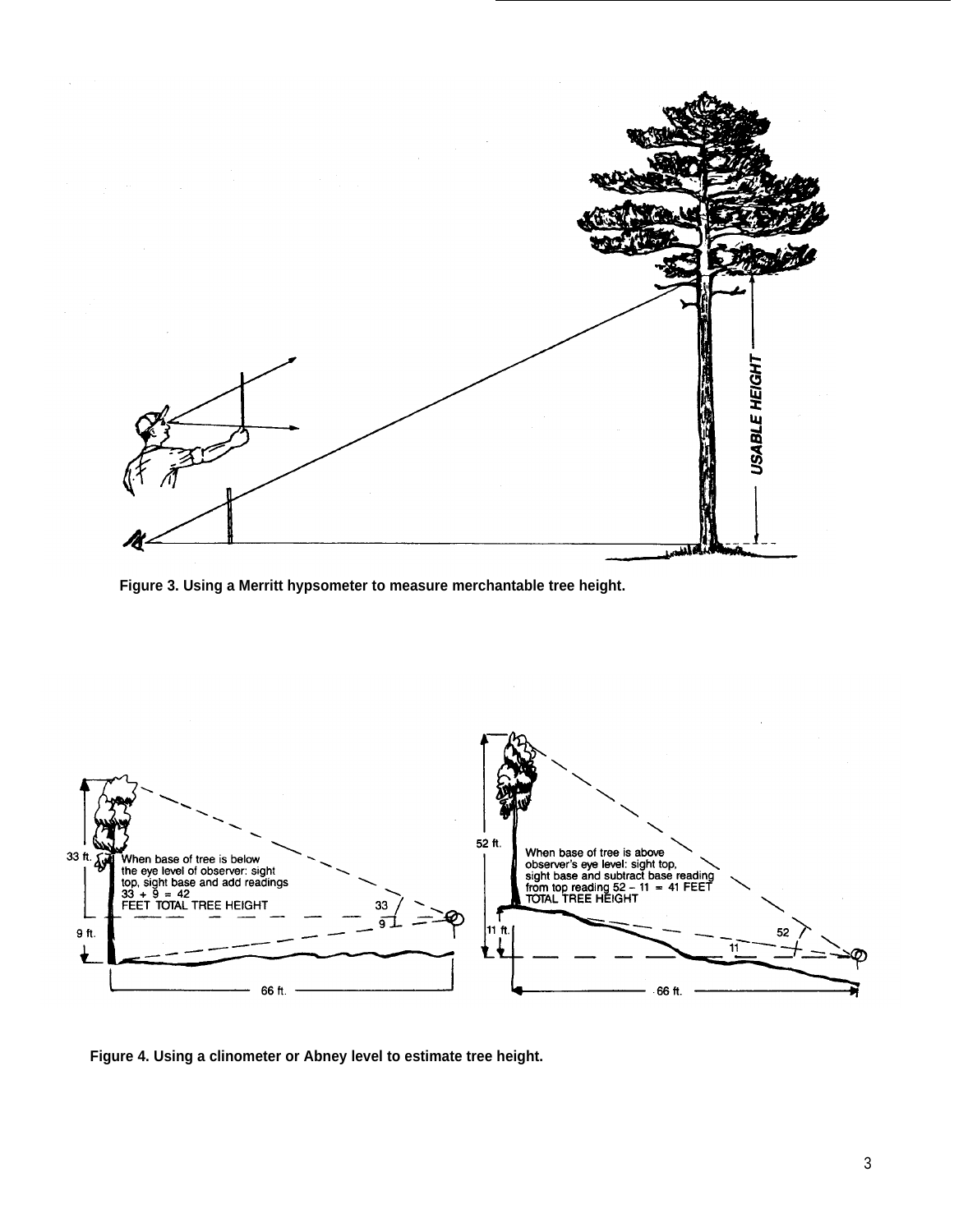USABLE HEIGHT

Figure 3. Using a Merritt hypsometer to measure merchantable tree height.

33 ft.

9 ft.

When base of tree is below the eye level of observer: sight top, sight base and add readings 33 + 9 = 42 FEET TOTAL TREE HEIGHT

33

9

66 ft.

52 ft.

When base of tree is above observer's eye level: sight top, sight base and subtract base reading from top reading 52 – 11 = 41 FEET TOTAL TREE HEIGHT

11 ft.

52

11

66 ft.

Figure 4. Using a clinometer or Abney level to estimate tree height.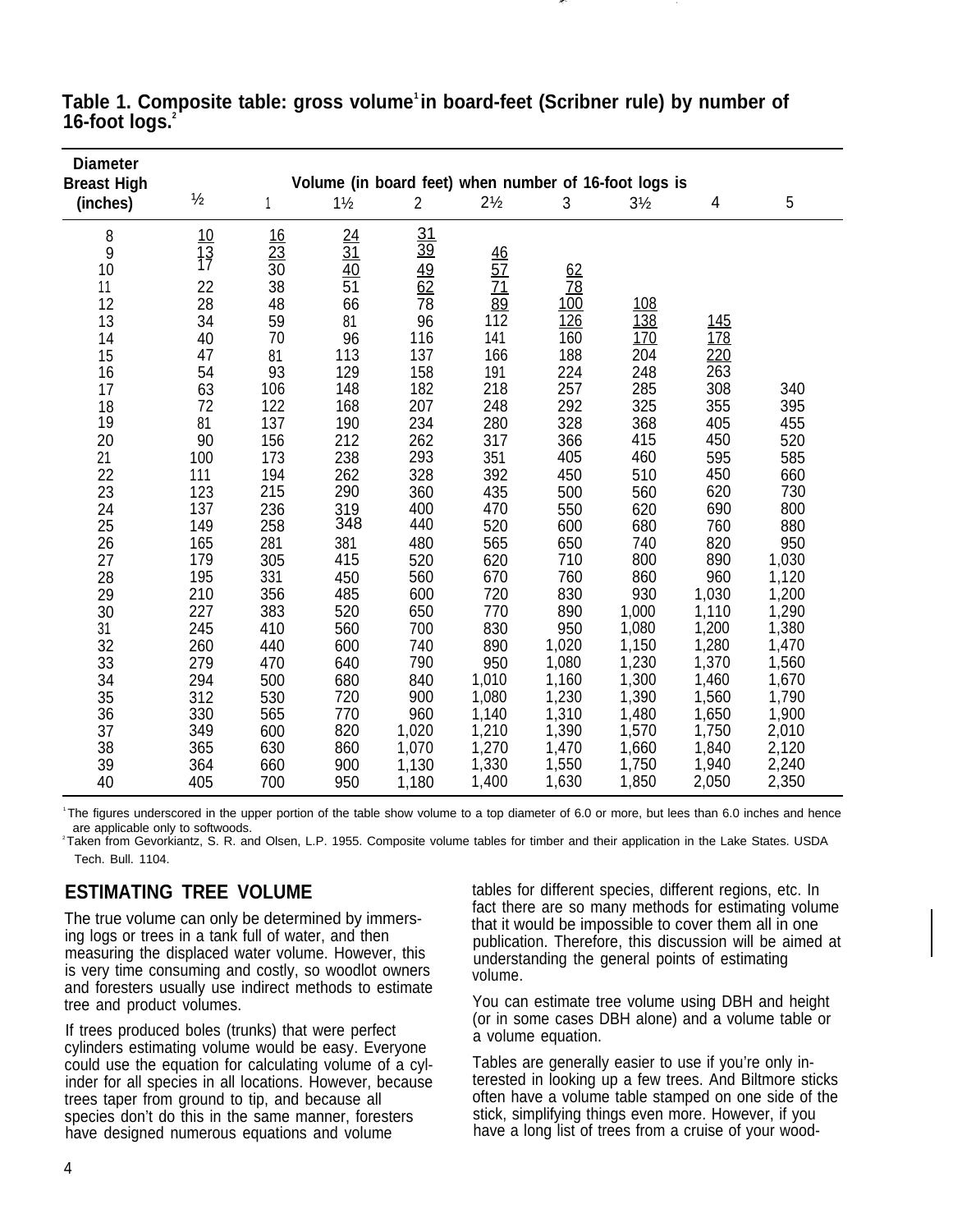**Table 1. Composite table: gross volume[1] in board-feet (Scribner rule) by number of 16-foot logs.[2]**

| Diameter Breast High (inches) | Volume (in board feet) when number of 16-foot logs is ½ | 1 | 1½ | 2 | 2½ | 3 | 3½ | 4 | 5 |
|---|---|---|---|---|---|---|---|---|---|
| 8 | 10 | 16 | 24 | 31 | | | | | |
| 9 | 13 | 23 | 31 | 39 | 46 | | | | |
| 10 | 17 | 30 | 40 | 49 | 57 | 62 | | | |
| 11 | 22 | 38 | 51 | 62 | 71 | 78 | | | |
| 12 | 28 | 48 | 66 | 78 | 89 | 100 | 108 | | |
| 13 | 34 | 59 | 81 | 96 | 112 | 126 | 138 | 145 | |
| 14 | 40 | 70 | 96 | 116 | 141 | 160 | 170 | 178 | |
| 15 | 47 | 81 | 113 | 137 | 166 | 188 | 204 | 220 | |
| 16 | 54 | 93 | 129 | 158 | 191 | 224 | 248 | 263 | |
| 17 | 63 | 106 | 148 | 182 | 218 | 257 | 285 | 308 | 340 |
| 18 | 72 | 122 | 168 | 207 | 248 | 292 | 325 | 355 | 395 |
| 19 | 81 | 137 | 190 | 234 | 280 | 328 | 368 | 405 | 455 |
| 20 | 90 | 156 | 212 | 262 | 317 | 366 | 415 | 450 | 520 |
| 21 | 100 | 173 | 238 | 293 | 351 | 405 | 460 | 595 | 585 |
| 22 | 111 | 194 | 262 | 328 | 392 | 450 | 510 | 450 | 660 |
| 23 | 123 | 215 | 290 | 360 | 435 | 500 | 560 | 620 | 730 |
| 24 | 137 | 236 | 319 | 400 | 470 | 550 | 620 | 690 | 800 |
| 25 | 149 | 258 | 348 | 440 | 520 | 600 | 680 | 760 | 880 |
| 26 | 165 | 281 | 381 | 480 | 565 | 650 | 740 | 820 | 950 |
| 27 | 179 | 305 | 415 | 520 | 620 | 710 | 800 | 890 | 1,030 |
| 28 | 195 | 331 | 450 | 560 | 670 | 760 | 860 | 960 | 1,120 |
| 29 | 210 | 356 | 485 | 600 | 720 | 830 | 930 | 1,030 | 1,200 |
| 30 | 227 | 383 | 520 | 650 | 770 | 890 | 1,000 | 1,110 | 1,290 |
| 31 | 245 | 410 | 560 | 700 | 830 | 950 | 1,080 | 1,200 | 1,380 |
| 32 | 260 | 440 | 600 | 740 | 890 | 1,020 | 1,150 | 1,280 | 1,470 |
| 33 | 279 | 470 | 640 | 790 | 950 | 1,080 | 1,230 | 1,370 | 1,560 |
| 34 | 294 | 500 | 680 | 840 | 1,010 | 1,160 | 1,300 | 1,460 | 1,670 |
| 35 | 312 | 530 | 720 | 900 | 1,080 | 1,230 | 1,390 | 1,560 | 1,790 |
| 36 | 330 | 565 | 770 | 960 | 1,140 | 1,310 | 1,480 | 1,650 | 1,900 |
| 37 | 349 | 600 | 820 | 1,020 | 1,210 | 1,390 | 1,570 | 1,750 | 2,010 |
| 38 | 365 | 630 | 860 | 1,070 | 1,270 | 1,470 | 1,660 | 1,840 | 2,120 |
| 39 | 364 | 660 | 900 | 1,130 | 1,330 | 1,550 | 1,750 | 1,940 | 2,240 |
| 40 | 405 | 700 | 950 | 1,180 | 1,400 | 1,630 | 1,850 | 2,050 | 2,350 |

[1] The figures underscored in the upper portion of the table show volume to a top diameter of 6.0 or more, but lees than 6.0 inches and hence are applicable only to softwoods.

[2] Taken from Gevorkiantz, S. R. and Olsen, L.P. 1955. Composite volume tables for timber and their application in the Lake States. USDA Tech. Bull. 1104.

## ESTIMATING TREE VOLUME

The true volume can only be determined by immersing logs or trees in a tank full of water, and then measuring the displaced water volume. However, this is very time consuming and costly, so woodlot owners and foresters usually use indirect methods to estimate tree and product volumes.

If trees produced boles (trunks) that were perfect cylinders estimating volume would be easy. Everyone could use the equation for calculating volume of a cylinder for all species in all locations. However, because trees taper from ground to tip, and because all species don't do this in the same manner, foresters have designed numerous equations and volume tables for different species, different regions, etc. In fact there are so many methods for estimating volume that it would be impossible to cover them all in one publication. Therefore, this discussion will be aimed at understanding the general points of estimating volume.

You can estimate tree volume using DBH and height (or in some cases DBH alone) and a volume table or a volume equation.

Tables are generally easier to use if you're only interested in looking up a few trees. And Biltmore sticks often have a volume table stamped on one side of the stick, simplifying things even more. However, if you have a long list of trees from a cruise of your wood-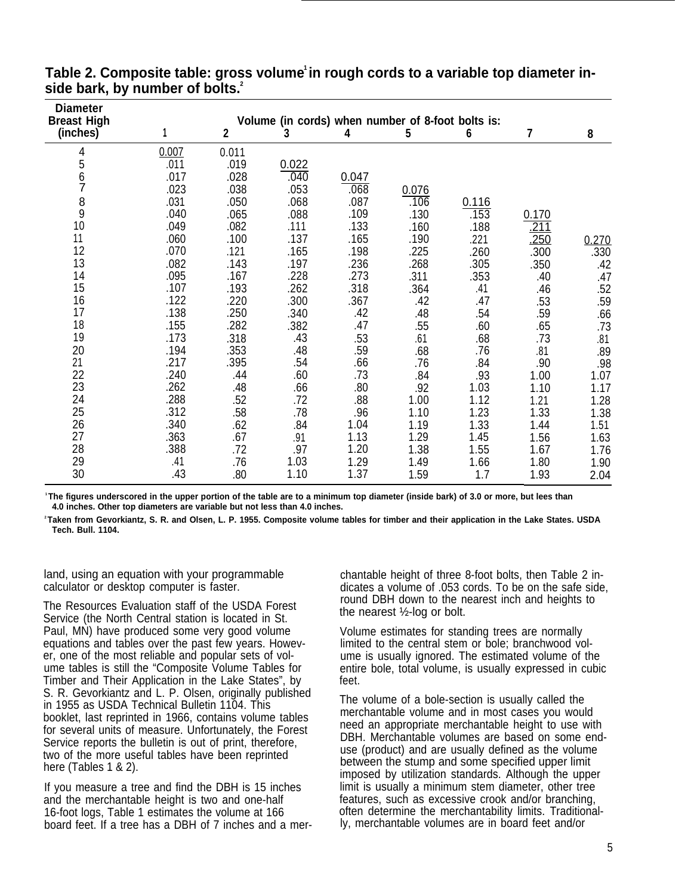**Table 2. Composite table: gross volume[1] in rough cords to a variable top diameter inside bark, by number of bolts.[2]**

| Diameter Breast High (inches) | Volume (in cords) when number of 8-foot bolts is: 1 | 2 | 3 | 4 | 5 | 6 | 7 | 8 |
|---|---|---|---|---|---|---|---|---|
| 4 | 0.007 | 0.011 | | | | | | |
| 5 | .011 | .019 | 0.022 | | | | | |
| 6 | .017 | .028 | .040 | 0.047 | | | | |
| 7 | .023 | .038 | .053 | .068 | 0.076 | | | |
| 8 | .031 | .050 | .068 | .087 | .106 | 0.116 | | |
| 9 | .040 | .065 | .088 | .109 | .130 | .153 | 0.170 | |
| 10 | .049 | .082 | .111 | .133 | .160 | .188 | .211 | |
| 11 | .060 | .100 | .137 | .165 | .190 | .221 | .250 | 0.270 |
| 12 | .070 | .121 | .165 | .198 | .225 | .260 | .300 | .330 |
| 13 | .082 | .143 | .197 | .236 | .268 | .305 | .350 | .42 |
| 14 | .095 | .167 | .228 | .273 | .311 | .353 | .40 | .47 |
| 15 | .107 | .193 | .262 | .318 | .364 | .41 | .46 | .52 |
| 16 | .122 | .220 | .300 | .367 | .42 | .47 | .53 | .59 |
| 17 | .138 | .250 | .340 | .42 | .48 | .54 | .59 | .66 |
| 18 | .155 | .282 | .382 | .47 | .55 | .60 | .65 | .73 |
| 19 | .173 | .318 | .43 | .53 | .61 | .68 | .73 | .81 |
| 20 | .194 | .353 | .48 | .59 | .68 | .76 | .81 | .89 |
| 21 | .217 | .395 | .54 | .66 | .76 | .84 | .90 | .98 |
| 22 | .240 | .44 | .60 | .73 | .84 | .93 | 1.00 | 1.07 |
| 23 | .262 | .48 | .66 | .80 | .92 | 1.03 | 1.10 | 1.17 |
| 24 | .288 | .52 | .72 | .88 | 1.00 | 1.12 | 1.21 | 1.28 |
| 25 | .312 | .58 | .78 | .96 | 1.10 | 1.23 | 1.33 | 1.38 |
| 26 | .340 | .62 | .84 | 1.04 | 1.19 | 1.33 | 1.44 | 1.51 |
| 27 | .363 | .67 | .91 | 1.13 | 1.29 | 1.45 | 1.56 | 1.63 |
| 28 | .388 | .72 | .97 | 1.20 | 1.38 | 1.55 | 1.67 | 1.76 |
| 29 | .41 | .76 | 1.03 | 1.29 | 1.49 | 1.66 | 1.80 | 1.90 |
| 30 | .43 | .80 | 1.10 | 1.37 | 1.59 | 1.7 | 1.93 | 2.04 |

[1] The figures underscored in the upper portion of the table are to a minimum top diameter (inside bark) of 3.0 or more, but lees than 4.0 inches. Other top diameters are variable but not less than 4.0 inches.

[2] Taken from Gevorkiantz, S. R. and Olsen, L. P. 1955. Composite volume tables for timber and their application in the Lake States. USDA Tech. Bull. 1104.

land, using an equation with your programmable calculator or desktop computer is faster.

The Resources Evaluation staff of the USDA Forest Service (the North Central station is located in St. Paul, MN) have produced some very good volume equations and tables over the past few years. However, one of the most reliable and popular sets of volume tables is still the "Composite Volume Tables for Timber and Their Application in the Lake States", by S. R. Gevorkiantz and L. P. Olsen, originally published in 1955 as USDA Technical Bulletin 1104. This booklet, last reprinted in 1966, contains volume tables for several units of measure. Unfortunately, the Forest Service reports the bulletin is out of print, therefore, two of the more useful tables have been reprinted here (Tables 1 & 2).

If you measure a tree and find the DBH is 15 inches and the merchantable height is two and one-half 16-foot logs, Table 1 estimates the volume at 166 board feet. If a tree has a DBH of 7 inches and a merchantable height of three 8-foot bolts, then Table 2 indicates a volume of .053 cords. To be on the safe side, round DBH down to the nearest inch and heights to the nearest ½-log or bolt.

Volume estimates for standing trees are normally limited to the central stem or bole; branchwood volume is usually ignored. The estimated volume of the entire bole, total volume, is usually expressed in cubic feet.

The volume of a bole-section is usually called the merchantable volume and in most cases you would need an appropriate merchantable height to use with DBH. Merchantable volumes are based on some end-use (product) and are usually defined as the volume between the stump and some specified upper limit imposed by utilization standards. Although the upper limit is usually a minimum stem diameter, other tree features, such as excessive crook and/or branching, often determine the merchantability limits. Traditionally, merchantable volumes are in board feet and/or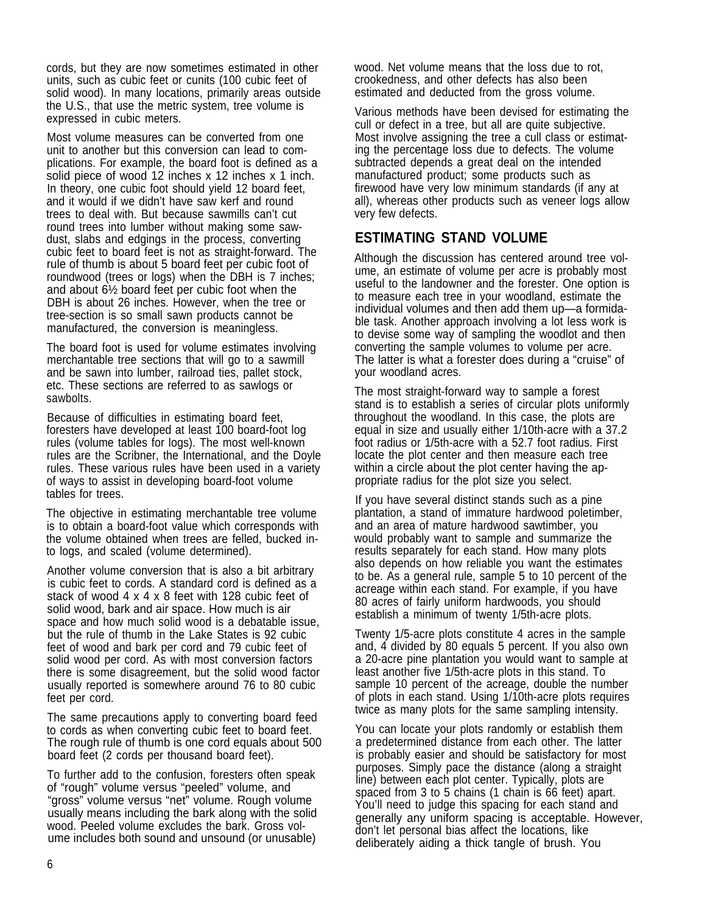cords, but they are now sometimes estimated in other units, such as cubic feet or cunits (100 cubic feet of solid wood). In many locations, primarily areas outside the U.S., that use the metric system, tree volume is expressed in cubic meters.

Most volume measures can be converted from one unit to another but this conversion can lead to complications. For example, the board foot is defined as a solid piece of wood 12 inches x 12 inches x 1 inch. In theory, one cubic foot should yield 12 board feet, and it would if we didn't have saw kerf and round trees to deal with. But because sawmills can't cut round trees into lumber without making some sawdust, slabs and edgings in the process, converting cubic feet to board feet is not as straight-forward. The rule of thumb is about 5 board feet per cubic foot of roundwood (trees or logs) when the DBH is 7 inches; and about 6½ board feet per cubic foot when the DBH is about 26 inches. However, when the tree or tree-section is so small sawn products cannot be manufactured, the conversion is meaningless.

The board foot is used for volume estimates involving merchantable tree sections that will go to a sawmill and be sawn into lumber, railroad ties, pallet stock, etc. These sections are referred to as sawlogs or sawbolts.

Because of difficulties in estimating board feet, foresters have developed at least 100 board-foot log rules (volume tables for logs). The most well-known rules are the Scribner, the International, and the Doyle rules. These various rules have been used in a variety of ways to assist in developing board-foot volume tables for trees.

The objective in estimating merchantable tree volume is to obtain a board-foot value which corresponds with the volume obtained when trees are felled, bucked into logs, and scaled (volume determined).

Another volume conversion that is also a bit arbitrary is cubic feet to cords. A standard cord is defined as a stack of wood 4 x 4 x 8 feet with 128 cubic feet of solid wood, bark and air space. How much is air space and how much solid wood is a debatable issue, but the rule of thumb in the Lake States is 92 cubic feet of wood and bark per cord and 79 cubic feet of solid wood per cord. As with most conversion factors there is some disagreement, but the solid wood factor usually reported is somewhere around 76 to 80 cubic feet per cord.

The same precautions apply to converting board feed to cords as when converting cubic feet to board feet. The rough rule of thumb is one cord equals about 500 board feet (2 cords per thousand board feet).

To further add to the confusion, foresters often speak of "rough" volume versus "peeled" volume, and "gross" volume versus "net" volume. Rough volume usually means including the bark along with the solid wood. Peeled volume excludes the bark. Gross volume includes both sound and unsound (or unusable) wood. Net volume means that the loss due to rot, crookedness, and other defects has also been estimated and deducted from the gross volume.

Various methods have been devised for estimating the cull or defect in a tree, but all are quite subjective. Most involve assigning the tree a cull class or estimating the percentage loss due to defects. The volume subtracted depends a great deal on the intended manufactured product; some products such as firewood have very low minimum standards (if any at all), whereas other products such as veneer logs allow very few defects.

## ESTIMATING STAND VOLUME

Although the discussion has centered around tree volume, an estimate of volume per acre is probably most useful to the landowner and the forester. One option is to measure each tree in your woodland, estimate the individual volumes and then add them up—a formidable task. Another approach involving a lot less work is to devise some way of sampling the woodlot and then converting the sample volumes to volume per acre. The latter is what a forester does during a "cruise" of your woodland acres.

The most straight-forward way to sample a forest stand is to establish a series of circular plots uniformly throughout the woodland. In this case, the plots are equal in size and usually either 1/10th-acre with a 37.2 foot radius or 1/5th-acre with a 52.7 foot radius. First locate the plot center and then measure each tree within a circle about the plot center having the appropriate radius for the plot size you select.

If you have several distinct stands such as a pine plantation, a stand of immature hardwood poletimber, and an area of mature hardwood sawtimber, you would probably want to sample and summarize the results separately for each stand. How many plots also depends on how reliable you want the estimates to be. As a general rule, sample 5 to 10 percent of the acreage within each stand. For example, if you have 80 acres of fairly uniform hardwoods, you should establish a minimum of twenty 1/5th-acre plots.

Twenty 1/5-acre plots constitute 4 acres in the sample and, 4 divided by 80 equals 5 percent. If you also own a 20-acre pine plantation you would want to sample at least another five 1/5th-acre plots in this stand. To sample 10 percent of the acreage, double the number of plots in each stand. Using 1/10th-acre plots requires twice as many plots for the same sampling intensity.

You can locate your plots randomly or establish them a predetermined distance from each other. The latter is probably easier and should be satisfactory for most purposes. Simply pace the distance (along a straight line) between each plot center. Typically, plots are spaced from 3 to 5 chains (1 chain is 66 feet) apart. You'll need to judge this spacing for each stand and generally any uniform spacing is acceptable. However, don't let personal bias affect the locations, like deliberately aiding a thick tangle of brush. You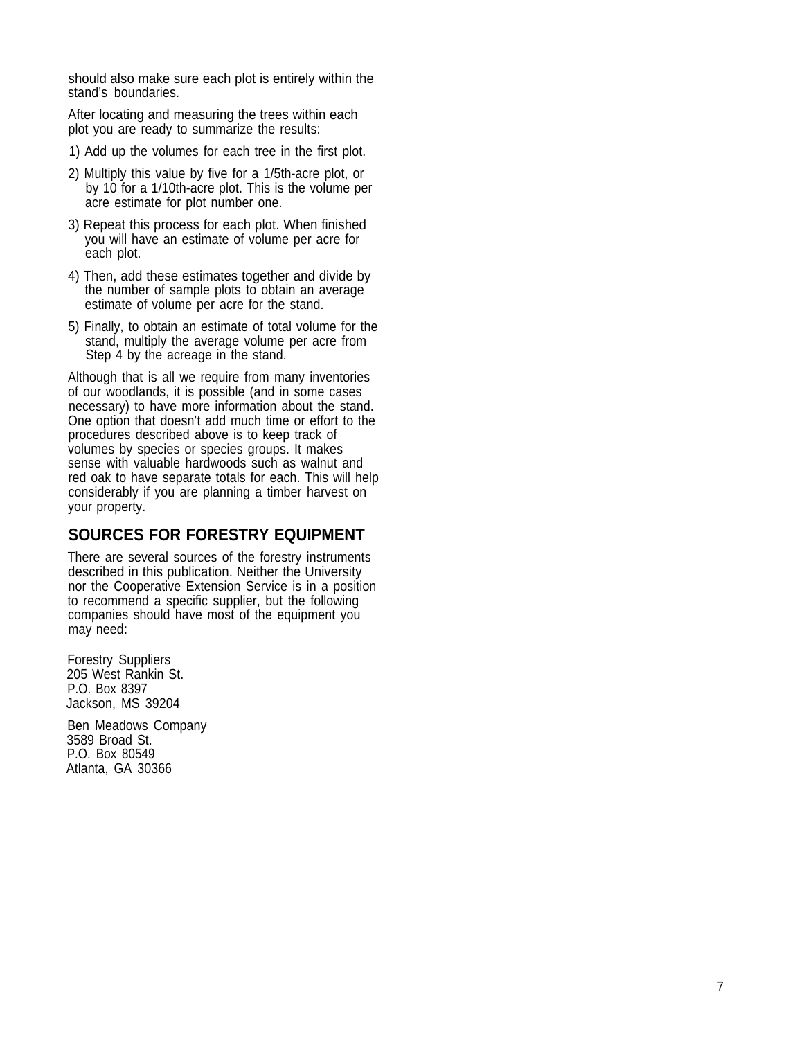should also make sure each plot is entirely within the stand's boundaries.

After locating and measuring the trees within each plot you are ready to summarize the results:

1) Add up the volumes for each tree in the first plot.

2) Multiply this value by five for a 1/5th-acre plot, or by 10 for a 1/10th-acre plot. This is the volume per acre estimate for plot number one.

3) Repeat this process for each plot. When finished you will have an estimate of volume per acre for each plot.

4) Then, add these estimates together and divide by the number of sample plots to obtain an average estimate of volume per acre for the stand.

5) Finally, to obtain an estimate of total volume for the stand, multiply the average volume per acre from Step 4 by the acreage in the stand.

Although that is all we require from many inventories of our woodlands, it is possible (and in some cases necessary) to have more information about the stand. One option that doesn't add much time or effort to the procedures described above is to keep track of volumes by species or species groups. It makes sense with valuable hardwoods such as walnut and red oak to have separate totals for each. This will help considerably if you are planning a timber harvest on your property.

## SOURCES FOR FORESTRY EQUIPMENT

There are several sources of the forestry instruments described in this publication. Neither the University nor the Cooperative Extension Service is in a position to recommend a specific supplier, but the following companies should have most of the equipment you may need:

Forestry Suppliers
205 West Rankin St.
P.O. Box 8397
Jackson, MS 39204

Ben Meadows Company
3589 Broad St.
P.O. Box 80549
Atlanta, GA 30366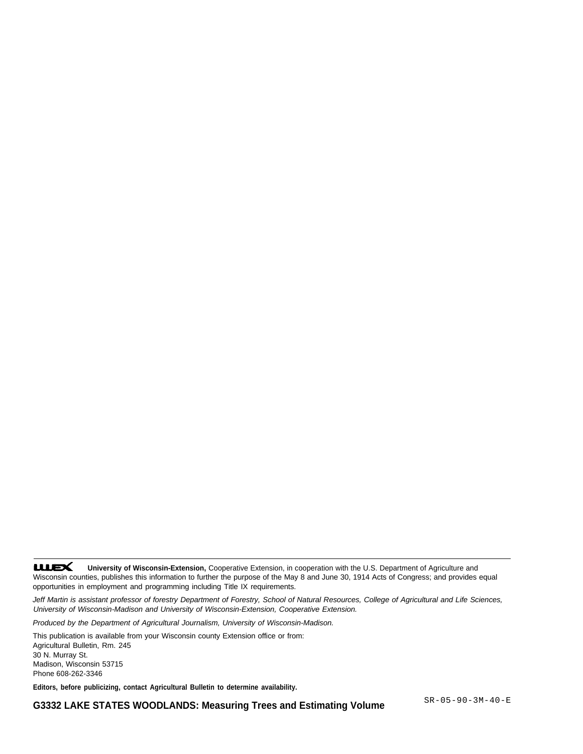**University of Wisconsin-Extension,** Cooperative Extension, in cooperation with the U.S. Department of Agriculture and Wisconsin counties, publishes this information to further the purpose of the May 8 and June 30, 1914 Acts of Congress; and provides equal opportunities in employment and programming including Title IX requirements.

*Jeff Martin is assistant professor of forestry Department of Forestry, School of Natural Resources, College of Agricultural and Life Sciences, University of Wisconsin-Madison and University of Wisconsin-Extension, Cooperative Extension.*

*Produced by the Department of Agricultural Journalism, University of Wisconsin-Madison.*

This publication is available from your Wisconsin county Extension office or from:
Agricultural Bulletin, Rm. 245
30 N. Murray St.
Madison, Wisconsin 53715
Phone 608-262-3346

**Editors, before publicizing, contact Agricultural Bulletin to determine availability.**

**G3332 LAKE STATES WOODLANDS: Measuring Trees and Estimating Volume**

SR-05-90-3M-40-E